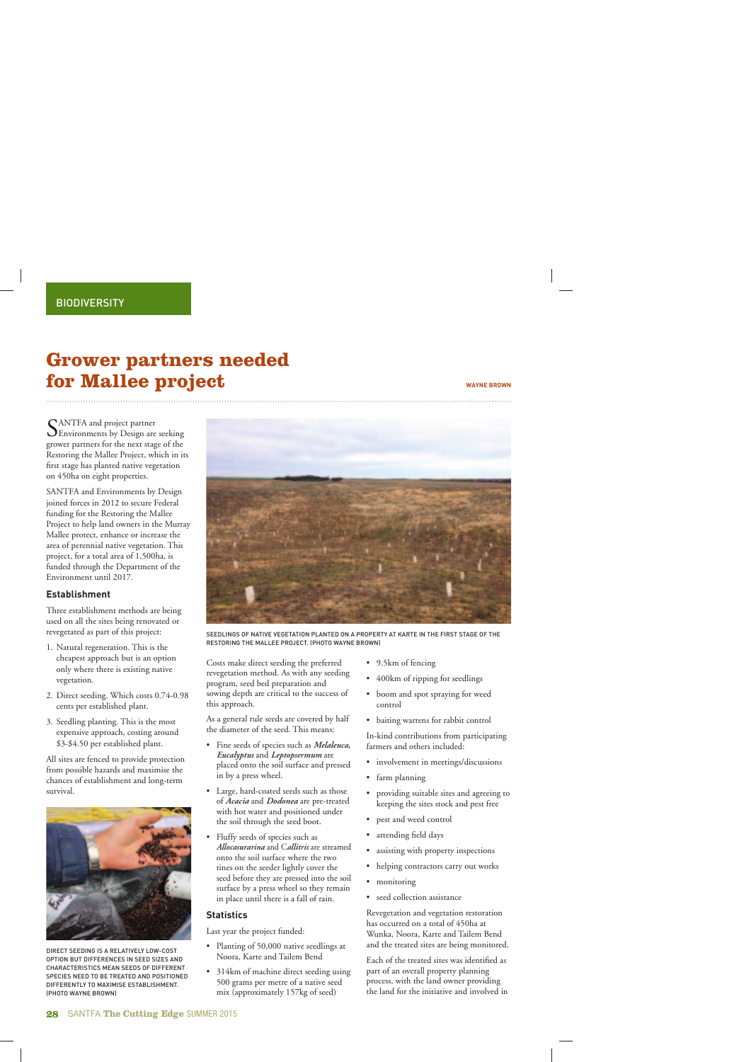BIODIVERSITY

# Grower partners needed for Mallee project

WAYNE BROWN

SANTFA and project partner Environments by Design are seeking grower partners for the next stage of the Restoring the Mallee Project, which in its first stage has planted native vegetation on 450ha on eight properties.

SANTFA and Environments by Design joined forces in 2012 to secure Federal funding for the Restoring the Mallee Project to help land owners in the Murray Mallee protect, enhance or increase the area of perennial native vegetation. This project, for a total area of 1,500ha, is funded through the Department of the Environment until 2017.

### Establishment

Three establishment methods are being used on all the sites being renovated or revegetated as part of this project:

1. Natural regeneration. This is the cheapest approach but is an option only where there is existing native vegetation.
2. Direct seeding. Which costs 0.74-0.98 cents per established plant.
3. Seedling planting. This is the most expensive approach, costing around $3-$4.50 per established plant.

All sites are fenced to provide protection from possible hazards and maximise the chances of establishment and long-term survival.

DIRECT SEEDING IS A RELATIVELY LOW-COST OPTION BUT DIFFERENCES IN SEED SIZES AND CHARACTERISTICS MEAN SEEDS OF DIFFERENT SPECIES NEED TO BE TREATED AND POSITIONED DIFFERENTLY TO MAXIMISE ESTABLISHMENT. (PHOTO WAYNE BROWN)

SEEDLINGS OF NATIVE VEGETATION PLANTED ON A PROPERTY AT KARTE IN THE FIRST STAGE OF THE RESTORING THE MALLEE PROJECT. (PHOTO WAYNE BROWN)

Costs make direct seeding the preferred revegetation method. As with any seeding program, seed bed preparation and sowing depth are critical to the success of this approach.

As a general rule seeds are covered by half the diameter of the seed. This means:

- Fine seeds of species such as ***Melaleuca, Eucalyptus*** and ***Leptopsermum*** are placed onto the soil surface and pressed in by a press wheel.
- Large, hard-coated seeds such as those of ***Acacia*** and ***Dodonea*** are pre-treated with hot water and positioned under the soil through the seed boot.
- Fluffy seeds of species such as ***Allocasurarina*** and C***allitris*** are streamed onto the soil surface where the two tines on the seeder lightly cover the seed before they are pressed into the soil surface by a press wheel so they remain in place until there is a fall of rain.

### Statistics

Last year the project funded:

- Planting of 50,000 native seedlings at Noora, Karte and Tailem Bend
- 314km of machine direct seeding using 500 grams per metre of a native seed mix (approximately 157kg of seed)
- 9.5km of fencing
- 400km of ripping for seedlings
- boom and spot spraying for weed control
- baiting warrens for rabbit control

In-kind contributions from participating farmers and others included:

- involvement in meetings/discussions
- farm planning
- providing suitable sites and agreeing to keeping the sites stock and pest free
- pest and weed control
- attending field days
- assisting with property inspections
- helping contractors carry out works
- monitoring
- seed collection assistance

Revegetation and vegetation restoration has occurred on a total of 450ha at Wunka, Noora, Karte and Tailem Bend and the treated sites are being monitored.

Each of the treated sites was identified as part of an overall property planning process, with the land owner providing the land for the initiative and involved in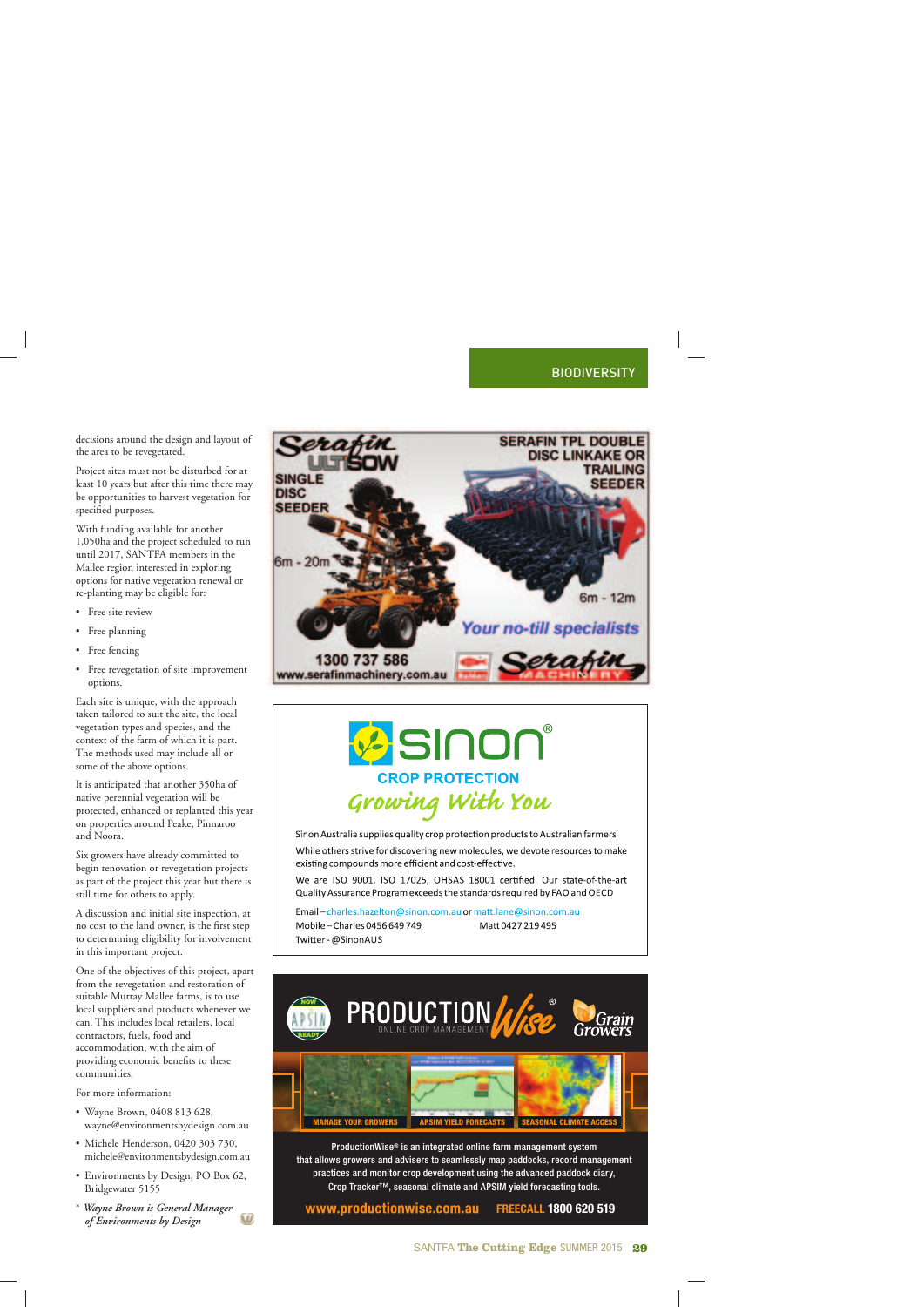decisions around the design and layout of the area to be revegetated.

Project sites must not be disturbed for at least 10 years but after this time there may be opportunities to harvest vegetation for specified purposes.

With funding available for another 1,050ha and the project scheduled to run until 2017, SANTFA members in the Mallee region interested in exploring options for native vegetation renewal or re-planting may be eligible for:

- Free site review
- Free planning
- Free fencing
- Free revegetation of site improvement options.

Each site is unique, with the approach taken tailored to suit the site, the local vegetation types and species, and the context of the farm of which it is part. The methods used may include all or some of the above options.

It is anticipated that another 350ha of native perennial vegetation will be protected, enhanced or replanted this year on properties around Peake, Pinnaroo and Noora.

Six growers have already committed to begin renovation or revegetation projects as part of the project this year but there is still time for others to apply.

A discussion and initial site inspection, at no cost to the land owner, is the first step to determining eligibility for involvement in this important project.

One of the objectives of this project, apart from the revegetation and restoration of suitable Murray Mallee farms, is to use local suppliers and products whenever we can. This includes local retailers, local contractors, fuels, food and accommodation, with the aim of providing economic benefits to these communities.

For more information:

- Wayne Brown, 0408 813 628, wayne@environmentsbydesign.com.au
- Michele Henderson, 0420 303 730, michele@environmentsbydesign.com.au
- Environments by Design, PO Box 62, Bridgewater 5155

\* *Wayne Brown is General Manager of Environments by Design*

Serafin ULTISOW SINGLE DISC SEEDER 6m - 20m

SERAFIN TPL DOUBLE DISC LINKAGE OR TRAILING SEEDER 6m - 12m

*Your no-till specialists*

1300 737 586
www.serafinmachinery.com.au

Serafin MACHINERY

SINON®
CROP PROTECTION
*Growing With You*

Sinon Australia supplies quality crop protection products to Australian farmers

While others strive for discovering new molecules, we devote resources to make existing compounds more efficient and cost-effective.

We are ISO 9001, ISO 17025, OHSAS 18001 certified. Our state-of-the-art Quality Assurance Program exceeds the standards required by FAO and OECD

Email – charles.hazelton@sinon.com.au or matt.lane@sinon.com.au
Mobile – Charles 0456 649 749 Matt 0427 219 495
Twitter - @SinonAUS

NOW APSIM READY

PRODUCTION Wise® ONLINE CROP MANAGEMENT

Grain Growers

MANAGE YOUR GROWERS | APSIM YIELD FORECASTS | SEASONAL CLIMATE ACCESS

ProductionWise® is an integrated online farm management system that allows growers and advisers to seamlessly map paddocks, record management practices and monitor crop development using the advanced paddock diary, Crop Tracker™, seasonal climate and APSIM yield forecasting tools.

www.productionwise.com.au FREECALL 1800 620 519